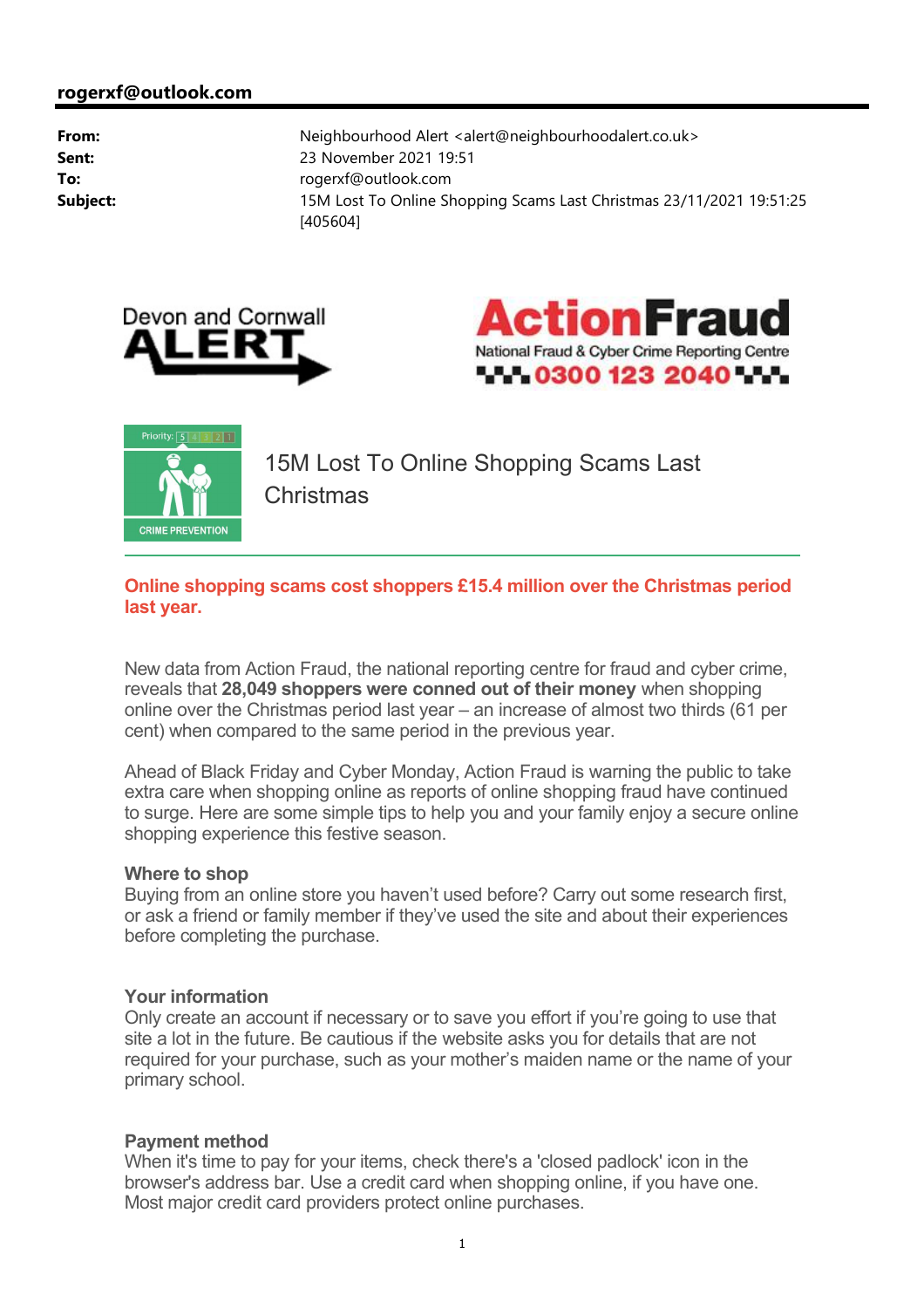**rogerxf@outlook.com**

| | |
|---|---|
| **From:** | Neighbourhood Alert <alert@neighbourhoodalert.co.uk> |
| **Sent:** | 23 November 2021 19:51 |
| **To:** | rogerxf@outlook.com |
| **Subject:** | 15M Lost To Online Shopping Scams Last Christmas 23/11/2021 19:51:25 [405604] |

Devon and Cornwall ALERT

ActionFraud
National Fraud & Cyber Crime Reporting Centre
0300 123 2040

Priority: 5 4 3 2 1

CRIME PREVENTION

# 15M Lost To Online Shopping Scams Last Christmas

**Online shopping scams cost shoppers £15.4 million over the Christmas period last year.**

New data from Action Fraud, the national reporting centre for fraud and cyber crime, reveals that **28,049 shoppers were conned out of their money** when shopping online over the Christmas period last year – an increase of almost two thirds (61 per cent) when compared to the same period in the previous year.

Ahead of Black Friday and Cyber Monday, Action Fraud is warning the public to take extra care when shopping online as reports of online shopping fraud have continued to surge. Here are some simple tips to help you and your family enjoy a secure online shopping experience this festive season.

**Where to shop**
Buying from an online store you haven't used before? Carry out some research first, or ask a friend or family member if they've used the site and about their experiences before completing the purchase.

**Your information**
Only create an account if necessary or to save you effort if you're going to use that site a lot in the future. Be cautious if the website asks you for details that are not required for your purchase, such as your mother's maiden name or the name of your primary school.

**Payment method**
When it's time to pay for your items, check there's a 'closed padlock' icon in the browser's address bar. Use a credit card when shopping online, if you have one. Most major credit card providers protect online purchases.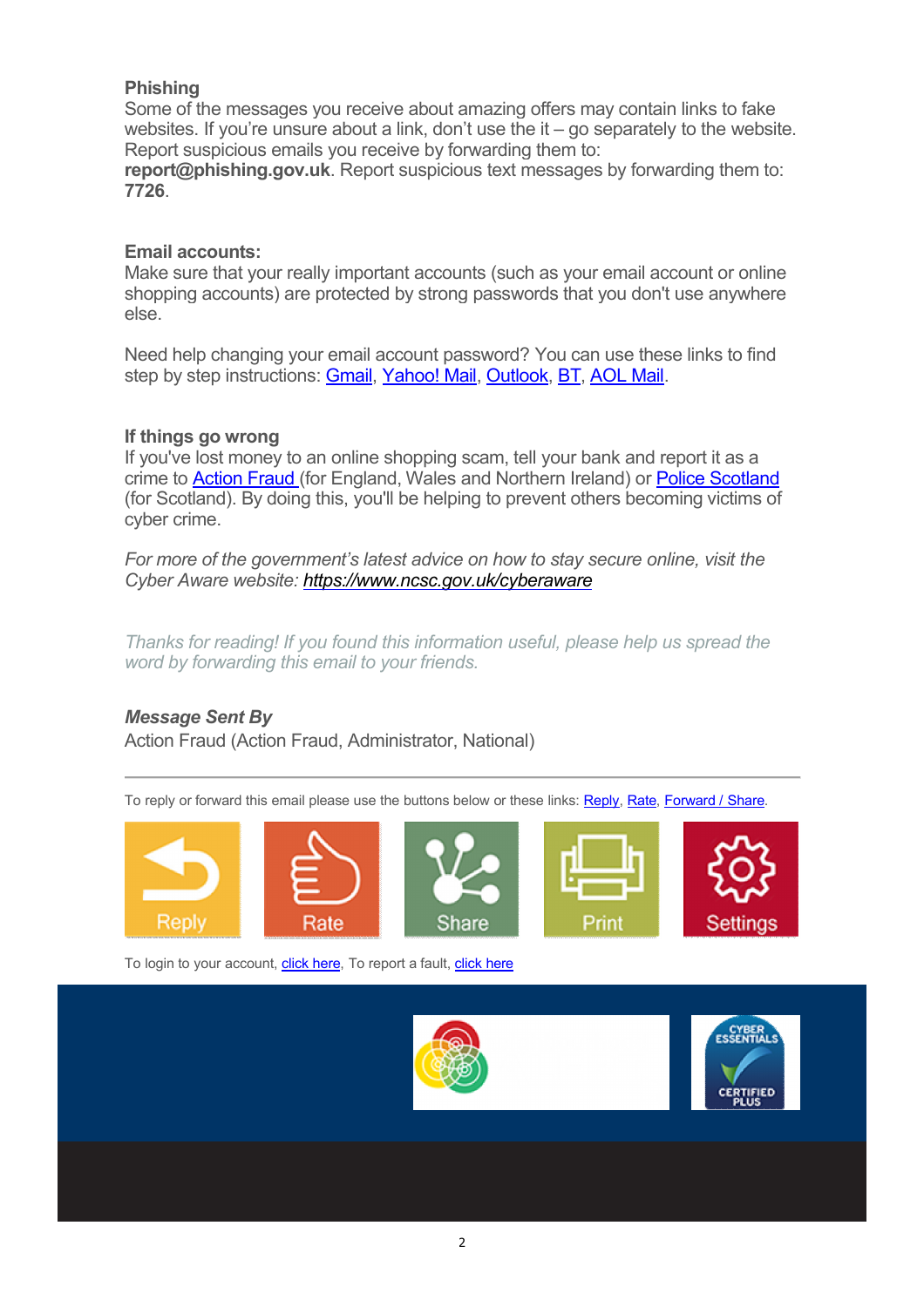**Phishing**
Some of the messages you receive about amazing offers may contain links to fake websites. If you're unsure about a link, don't use the it – go separately to the website. Report suspicious emails you receive by forwarding them to: **report@phishing.gov.uk**. Report suspicious text messages by forwarding them to: **7726**.

**Email accounts:**
Make sure that your really important accounts (such as your email account or online shopping accounts) are protected by strong passwords that you don't use anywhere else.

Need help changing your email account password? You can use these links to find step by step instructions: Gmail, Yahoo! Mail, Outlook, BT, AOL Mail.

**If things go wrong**
If you've lost money to an online shopping scam, tell your bank and report it as a crime to Action Fraud (for England, Wales and Northern Ireland) or Police Scotland (for Scotland). By doing this, you'll be helping to prevent others becoming victims of cyber crime.

*For more of the government's latest advice on how to stay secure online, visit the Cyber Aware website: https://www.ncsc.gov.uk/cyberaware*

*Thanks for reading! If you found this information useful, please help us spread the word by forwarding this email to your friends.*

***Message Sent By***
Action Fraud (Action Fraud, Administrator, National)

---

To reply or forward this email please use the buttons below or these links: Reply, Rate, Forward / Share.

Reply Rate Share Print Settings

To login to your account, click here, To report a fault, click here